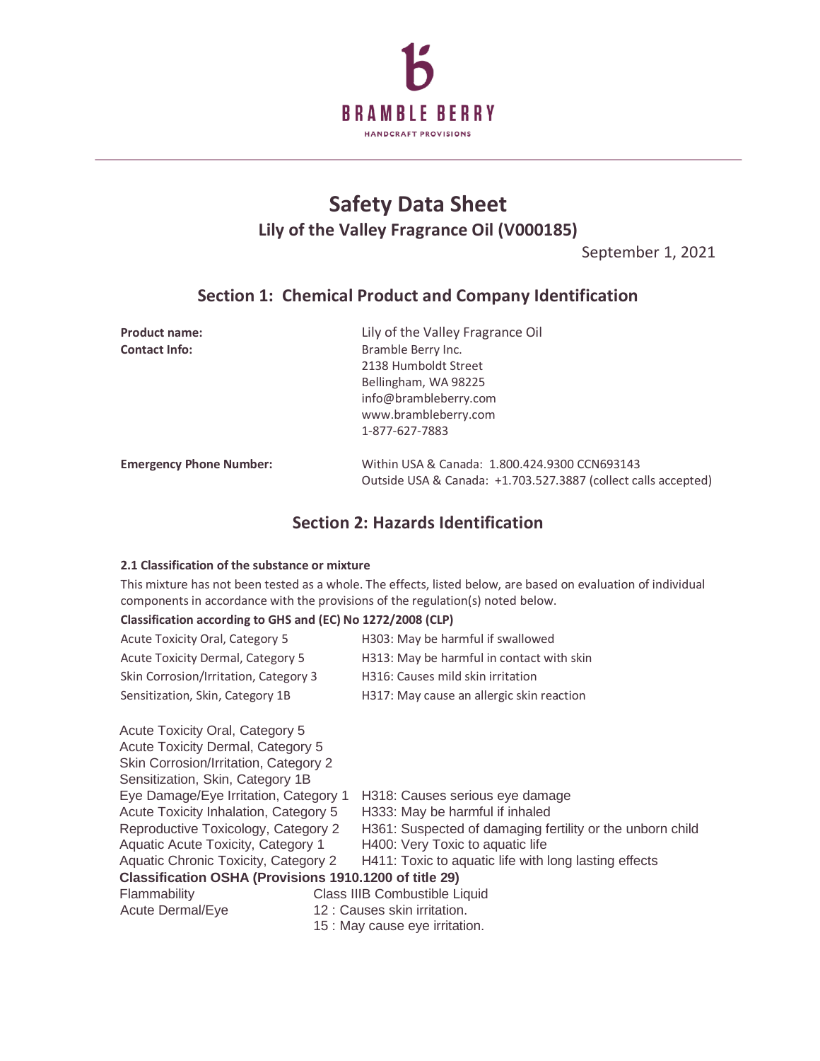BRAMBLE BERRY
HANDCRAFT PROVISIONS

# Safety Data Sheet

## Lily of the Valley Fragrance Oil (V000185)

September 1, 2021

## Section 1: Chemical Product and Company Identification

**Product name:** Lily of the Valley Fragrance Oil

**Contact Info:** Bramble Berry Inc.
2138 Humboldt Street
Bellingham, WA 98225
info@brambleberry.com
www.brambleberry.com
1-877-627-7883

**Emergency Phone Number:** Within USA & Canada: 1.800.424.9300 CCN693143
Outside USA & Canada: +1.703.527.3887 (collect calls accepted)

## Section 2: Hazards Identification

#### 2.1 Classification of the substance or mixture

This mixture has not been tested as a whole. The effects, listed below, are based on evaluation of individual components in accordance with the provisions of the regulation(s) noted below.

**Classification according to GHS and (EC) No 1272/2008 (CLP)**

| | |
|---|---|
| Acute Toxicity Oral, Category 5 | H303: May be harmful if swallowed |
| Acute Toxicity Dermal, Category 5 | H313: May be harmful in contact with skin |
| Skin Corrosion/Irritation, Category 3 | H316: Causes mild skin irritation |
| Sensitization, Skin, Category 1B | H317: May cause an allergic skin reaction |

| | |
|---|---|
| Acute Toxicity Oral, Category 5 | |
| Acute Toxicity Dermal, Category 5 | |
| Skin Corrosion/Irritation, Category 2 | |
| Sensitization, Skin, Category 1B | |
| Eye Damage/Eye Irritation, Category 1 | H318: Causes serious eye damage |
| Acute Toxicity Inhalation, Category 5 | H333: May be harmful if inhaled |
| Reproductive Toxicology, Category 2 | H361: Suspected of damaging fertility or the unborn child |
| Aquatic Acute Toxicity, Category 1 | H400: Very Toxic to aquatic life |
| Aquatic Chronic Toxicity, Category 2 | H411: Toxic to aquatic life with long lasting effects |

**Classification OSHA (Provisions 1910.1200 of title 29)**

| | |
|---|---|
| Flammability | Class IIIB Combustible Liquid |
| Acute Dermal/Eye | 12 : Causes skin irritation. |
| | 15 : May cause eye irritation. |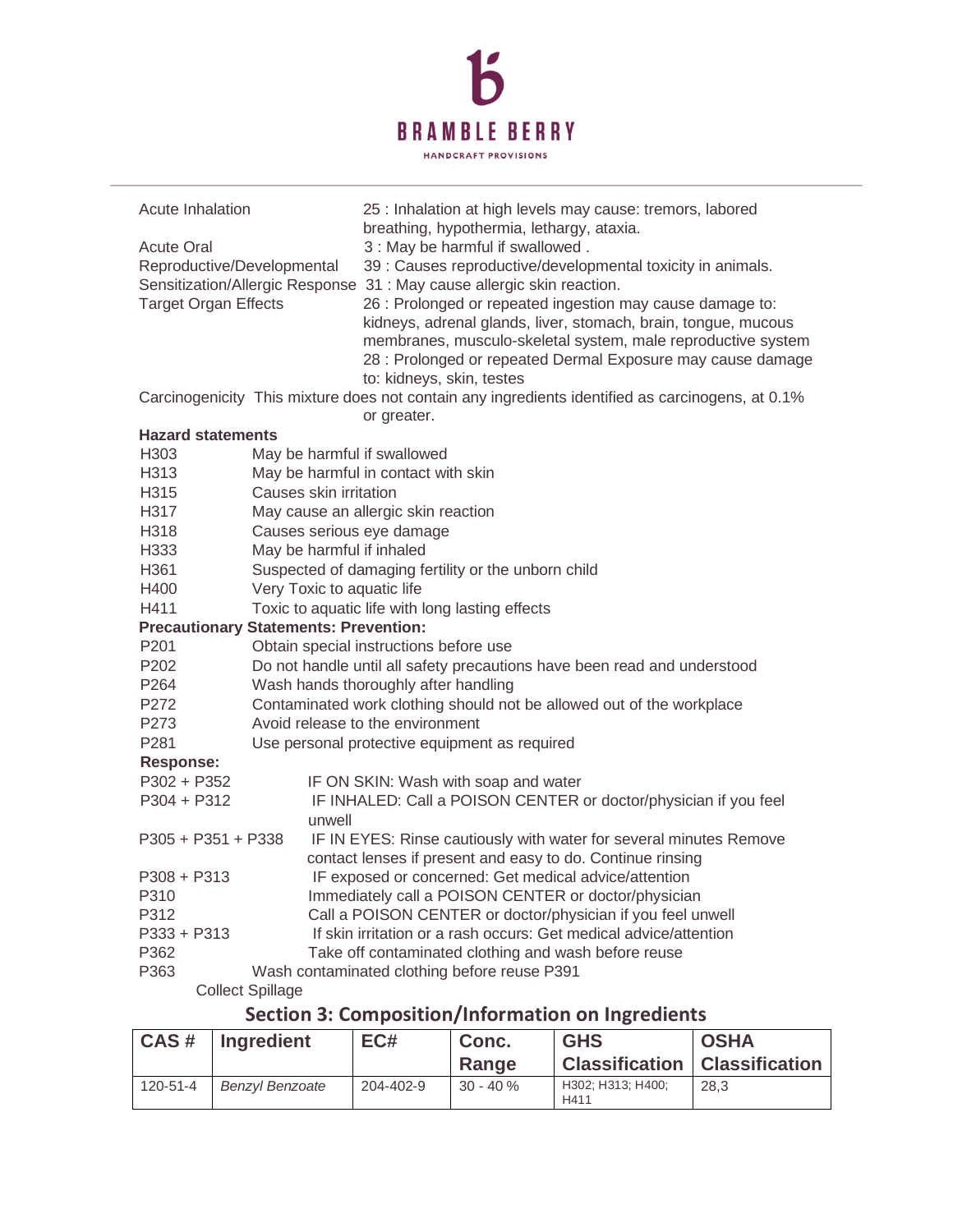| | |
|---|---|
| Acute Inhalation | 25 : Inhalation at high levels may cause: tremors, labored breathing, hypothermia, lethargy, ataxia. |
| Acute Oral | 3 : May be harmful if swallowed . |
| Reproductive/Developmental | 39 : Causes reproductive/developmental toxicity in animals. |
| Sensitization/Allergic Response | 31 : May cause allergic skin reaction. |
| Target Organ Effects | 26 : Prolonged or repeated ingestion may cause damage to: kidneys, adrenal glands, liver, stomach, brain, tongue, mucous membranes, musculo-skeletal system, male reproductive system<br>28 : Prolonged or repeated Dermal Exposure may cause damage to: kidneys, skin, testes |

Carcinogenicity This mixture does not contain any ingredients identified as carcinogens, at 0.1% or greater.

**Hazard statements**

| | |
|---|---|
| H303 | May be harmful if swallowed |
| H313 | May be harmful in contact with skin |
| H315 | Causes skin irritation |
| H317 | May cause an allergic skin reaction |
| H318 | Causes serious eye damage |
| H333 | May be harmful if inhaled |
| H361 | Suspected of damaging fertility or the unborn child |
| H400 | Very Toxic to aquatic life |
| H411 | Toxic to aquatic life with long lasting effects |

**Precautionary Statements: Prevention:**

| | |
|---|---|
| P201 | Obtain special instructions before use |
| P202 | Do not handle until all safety precautions have been read and understood |
| P264 | Wash hands thoroughly after handling |
| P272 | Contaminated work clothing should not be allowed out of the workplace |
| P273 | Avoid release to the environment |
| P281 | Use personal protective equipment as required |

**Response:**

| | |
|---|---|
| P302 + P352 | IF ON SKIN: Wash with soap and water |
| P304 + P312 | IF INHALED: Call a POISON CENTER or doctor/physician if you feel unwell |
| P305 + P351 + P338 | IF IN EYES: Rinse cautiously with water for several minutes Remove contact lenses if present and easy to do. Continue rinsing |
| P308 + P313 | IF exposed or concerned: Get medical advice/attention |
| P310 | Immediately call a POISON CENTER or doctor/physician |
| P312 | Call a POISON CENTER or doctor/physician if you feel unwell |
| P333 + P313 | If skin irritation or a rash occurs: Get medical advice/attention |
| P362 | Take off contaminated clothing and wash before reuse |
| P363 | Wash contaminated clothing before reuse P391 |

Collect Spillage

## Section 3: Composition/Information on Ingredients

| CAS # | Ingredient | EC# | Conc. Range | GHS Classification | OSHA Classification |
|---|---|---|---|---|---|
| 120-51-4 | *Benzyl Benzoate* | 204-402-9 | 30 - 40 % | H302; H313; H400; H411 | 28,3 |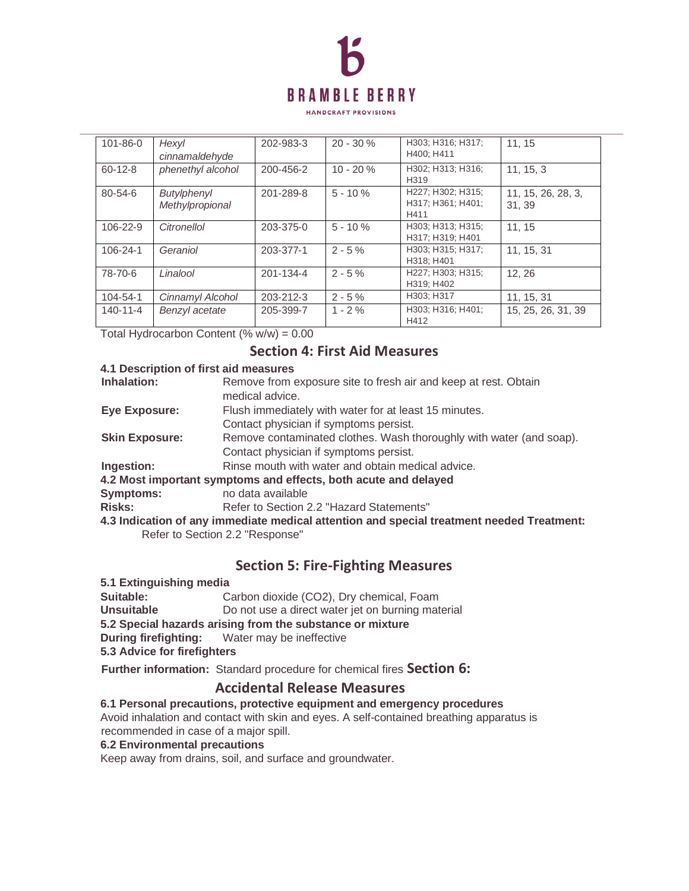| | | | | | |
|---|---|---|---|---|---|
| 101-86-0 | *Hexyl cinnamaldehyde* | 202-983-3 | 20 - 30 % | H303; H316; H317; H400; H411 | 11, 15 |
| 60-12-8 | *phenethyl alcohol* | 200-456-2 | 10 - 20 % | H302; H313; H316; H319 | 11, 15, 3 |
| 80-54-6 | *Butylphenyl Methylpropional* | 201-289-8 | 5 - 10 % | H227; H302; H315; H317; H361; H401; H411 | 11, 15, 26, 28, 3, 31, 39 |
| 106-22-9 | *Citronellol* | 203-375-0 | 5 - 10 % | H303; H313; H315; H317; H319; H401 | 11, 15 |
| 106-24-1 | *Geraniol* | 203-377-1 | 2 - 5 % | H303; H315; H317; H318; H401 | 11, 15, 31 |
| 78-70-6 | *Linalool* | 201-134-4 | 2 - 5 % | H227; H303; H315; H319; H402 | 12, 26 |
| 104-54-1 | *Cinnamyl Alcohol* | 203-212-3 | 2 - 5 % | H303; H317 | 11, 15, 31 |
| 140-11-4 | *Benzyl acetate* | 205-399-7 | 1 - 2 % | H303; H316; H401; H412 | 15, 25, 26, 31, 39 |

Total Hydrocarbon Content (% w/w) = 0.00

## Section 4: First Aid Measures

**4.1 Description of first aid measures**

**Inhalation:** Remove from exposure site to fresh air and keep at rest. Obtain medical advice.

**Eye Exposure:** Flush immediately with water for at least 15 minutes. Contact physician if symptoms persist.

**Skin Exposure:** Remove contaminated clothes. Wash thoroughly with water (and soap). Contact physician if symptoms persist.

**Ingestion:** Rinse mouth with water and obtain medical advice.

**4.2 Most important symptoms and effects, both acute and delayed**

**Symptoms:** no data available

**Risks:** Refer to Section 2.2 "Hazard Statements"

**4.3 Indication of any immediate medical attention and special treatment needed Treatment:**
Refer to Section 2.2 "Response"

## Section 5: Fire-Fighting Measures

**5.1 Extinguishing media**

**Suitable:** Carbon dioxide ($CO_2$), Dry chemical, Foam

**Unsuitable** Do not use a direct water jet on burning material

**5.2 Special hazards arising from the substance or mixture**

**During firefighting:** Water may be ineffective

**5.3 Advice for firefighters**

**Further information:** Standard procedure for chemical fires

## Section 6: Accidental Release Measures

**6.1 Personal precautions, protective equipment and emergency procedures**

Avoid inhalation and contact with skin and eyes. A self-contained breathing apparatus is recommended in case of a major spill.

**6.2 Environmental precautions**

Keep away from drains, soil, and surface and groundwater.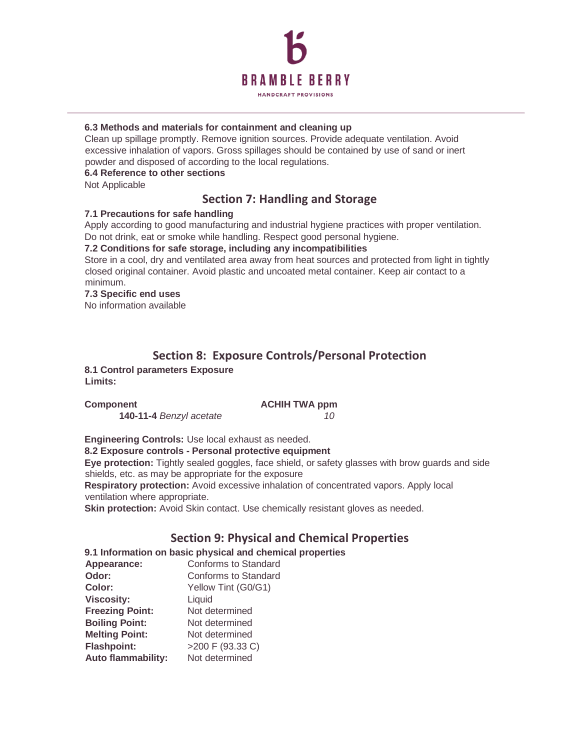**6.3 Methods and materials for containment and cleaning up**

Clean up spillage promptly. Remove ignition sources. Provide adequate ventilation. Avoid excessive inhalation of vapors. Gross spillages should be contained by use of sand or inert powder and disposed of according to the local regulations.

**6.4 Reference to other sections**

Not Applicable

## Section 7: Handling and Storage

**7.1 Precautions for safe handling**

Apply according to good manufacturing and industrial hygiene practices with proper ventilation. Do not drink, eat or smoke while handling. Respect good personal hygiene.

**7.2 Conditions for safe storage, including any incompatibilities**

Store in a cool, dry and ventilated area away from heat sources and protected from light in tightly closed original container. Avoid plastic and uncoated metal container. Keep air contact to a minimum.

**7.3 Specific end uses**

No information available

## Section 8: Exposure Controls/Personal Protection

**8.1 Control parameters Exposure Limits:**

| Component | ACHIH TWA ppm |
| --- | --- |
| **140-11-4** *Benzyl acetate* | *10* |

**Engineering Controls:** Use local exhaust as needed.

**8.2 Exposure controls - Personal protective equipment**

**Eye protection:** Tightly sealed goggles, face shield, or safety glasses with brow guards and side shields, etc. as may be appropriate for the exposure

**Respiratory protection:** Avoid excessive inhalation of concentrated vapors. Apply local ventilation where appropriate.

**Skin protection:** Avoid Skin contact. Use chemically resistant gloves as needed.

## Section 9: Physical and Chemical Properties

**9.1 Information on basic physical and chemical properties**

| | |
| --- | --- |
| **Appearance:** | Conforms to Standard |
| **Odor:** | Conforms to Standard |
| **Color:** | Yellow Tint (G0/G1) |
| **Viscosity:** | Liquid |
| **Freezing Point:** | Not determined |
| **Boiling Point:** | Not determined |
| **Melting Point:** | Not determined |
| **Flashpoint:** | >200 F (93.33 C) |
| **Auto flammability:** | Not determined |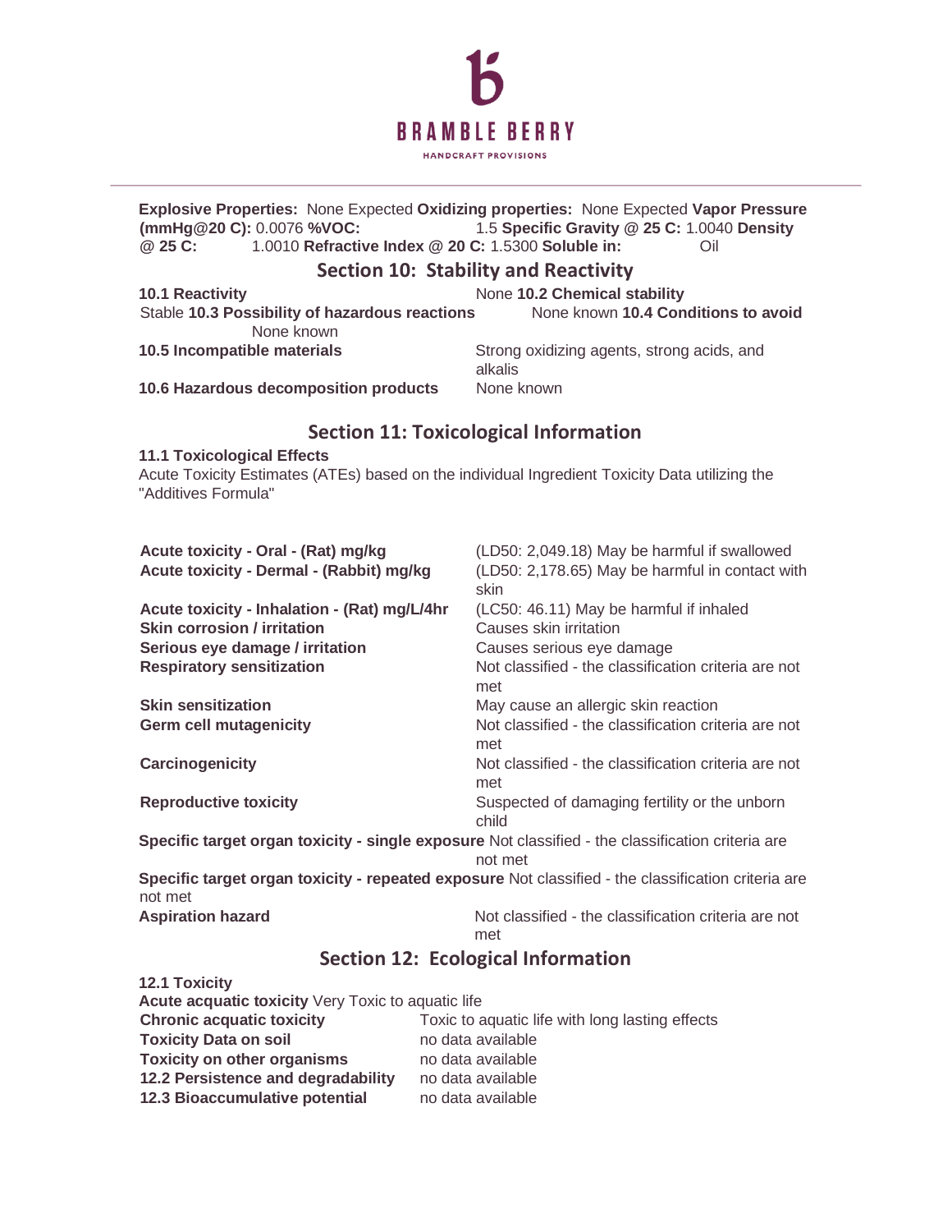**Explosive Properties:** None Expected **Oxidizing properties:** None Expected **Vapor Pressure (mmHg@20 C):** 0.0076 **%VOC:** 1.5 **Specific Gravity @ 25 C:** 1.0040 **Density @ 25 C:** 1.0010 **Refractive Index @ 20 C:** 1.5300 **Soluble in:** Oil

## Section 10: Stability and Reactivity

**10.1 Reactivity** None **10.2 Chemical stability** Stable **10.3 Possibility of hazardous reactions** None known **10.4 Conditions to avoid** None known

| | |
|---|---|
| **10.5 Incompatible materials** | Strong oxidizing agents, strong acids, and alkalis |
| **10.6 Hazardous decomposition products** | None known |

## Section 11: Toxicological Information

**11.1 Toxicological Effects**

Acute Toxicity Estimates (ATEs) based on the individual Ingredient Toxicity Data utilizing the "Additives Formula"

| | |
|---|---|
| **Acute toxicity - Oral - (Rat) mg/kg** | (LD50: 2,049.18) May be harmful if swallowed |
| **Acute toxicity - Dermal - (Rabbit) mg/kg** | (LD50: 2,178.65) May be harmful in contact with skin |
| **Acute toxicity - Inhalation - (Rat) mg/L/4hr** | (LC50: 46.11) May be harmful if inhaled |
| **Skin corrosion / irritation** | Causes skin irritation |
| **Serious eye damage / irritation** | Causes serious eye damage |
| **Respiratory sensitization** | Not classified - the classification criteria are not met |
| **Skin sensitization** | May cause an allergic skin reaction |
| **Germ cell mutagenicity** | Not classified - the classification criteria are not met |
| **Carcinogenicity** | Not classified - the classification criteria are not met |
| **Reproductive toxicity** | Suspected of damaging fertility or the unborn child |
| **Specific target organ toxicity - single exposure** | Not classified - the classification criteria are not met |
| **Specific target organ toxicity - repeated exposure** | Not classified - the classification criteria are not met |
| **Aspiration hazard** | Not classified - the classification criteria are not met |

## Section 12: Ecological Information

**12.1 Toxicity**

**Acute acquatic toxicity** Very Toxic to aquatic life

| | |
|---|---|
| **Chronic acquatic toxicity** | Toxic to aquatic life with long lasting effects |
| **Toxicity Data on soil** | no data available |
| **Toxicity on other organisms** | no data available |
| **12.2 Persistence and degradability** | no data available |
| **12.3 Bioaccumulative potential** | no data available |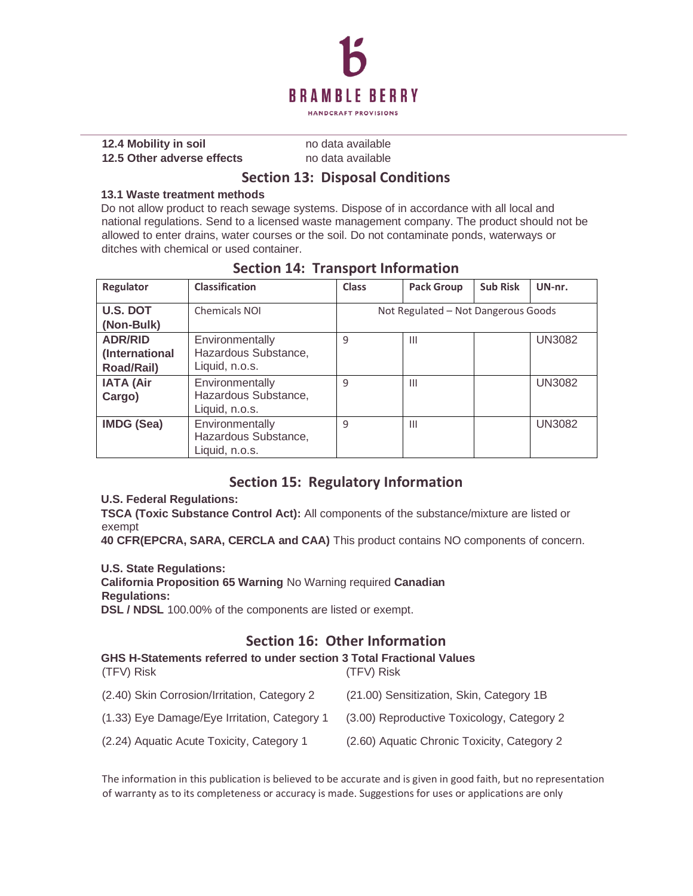**12.4 Mobility in soil** no data available

**12.5 Other adverse effects** no data available

## Section 13: Disposal Conditions

**13.1 Waste treatment methods**

Do not allow product to reach sewage systems. Dispose of in accordance with all local and national regulations. Send to a licensed waste management company. The product should not be allowed to enter drains, water courses or the soil. Do not contaminate ponds, waterways or ditches with chemical or used container.

## Section 14: Transport Information

| Regulator | Classification | Class | Pack Group | Sub Risk | UN-nr. |
|---|---|---|---|---|---|
| **U.S. DOT (Non-Bulk)** | Chemicals NOI | Not Regulated – Not Dangerous Goods | | | |
| **ADR/RID (International Road/Rail)** | Environmentally Hazardous Substance, Liquid, n.o.s. | 9 | III | | UN3082 |
| **IATA (Air Cargo)** | Environmentally Hazardous Substance, Liquid, n.o.s. | 9 | III | | UN3082 |
| **IMDG (Sea)** | Environmentally Hazardous Substance, Liquid, n.o.s. | 9 | III | | UN3082 |

## Section 15: Regulatory Information

**U.S. Federal Regulations:**

**TSCA (Toxic Substance Control Act):** All components of the substance/mixture are listed or exempt

**40 CFR(EPCRA, SARA, CERCLA and CAA)** This product contains NO components of concern.

**U.S. State Regulations:**

**California Proposition 65 Warning** No Warning required **Canadian Regulations:**

**DSL / NDSL** 100.00% of the components are listed or exempt.

## Section 16: Other Information

**GHS H-Statements referred to under section 3 Total Fractional Values**

| (TFV) Risk | (TFV) Risk |
|---|---|
| (2.40) Skin Corrosion/Irritation, Category 2 | (21.00) Sensitization, Skin, Category 1B |
| (1.33) Eye Damage/Eye Irritation, Category 1 | (3.00) Reproductive Toxicology, Category 2 |
| (2.24) Aquatic Acute Toxicity, Category 1 | (2.60) Aquatic Chronic Toxicity, Category 2 |

The information in this publication is believed to be accurate and is given in good faith, but no representation of warranty as to its completeness or accuracy is made. Suggestions for uses or applications are only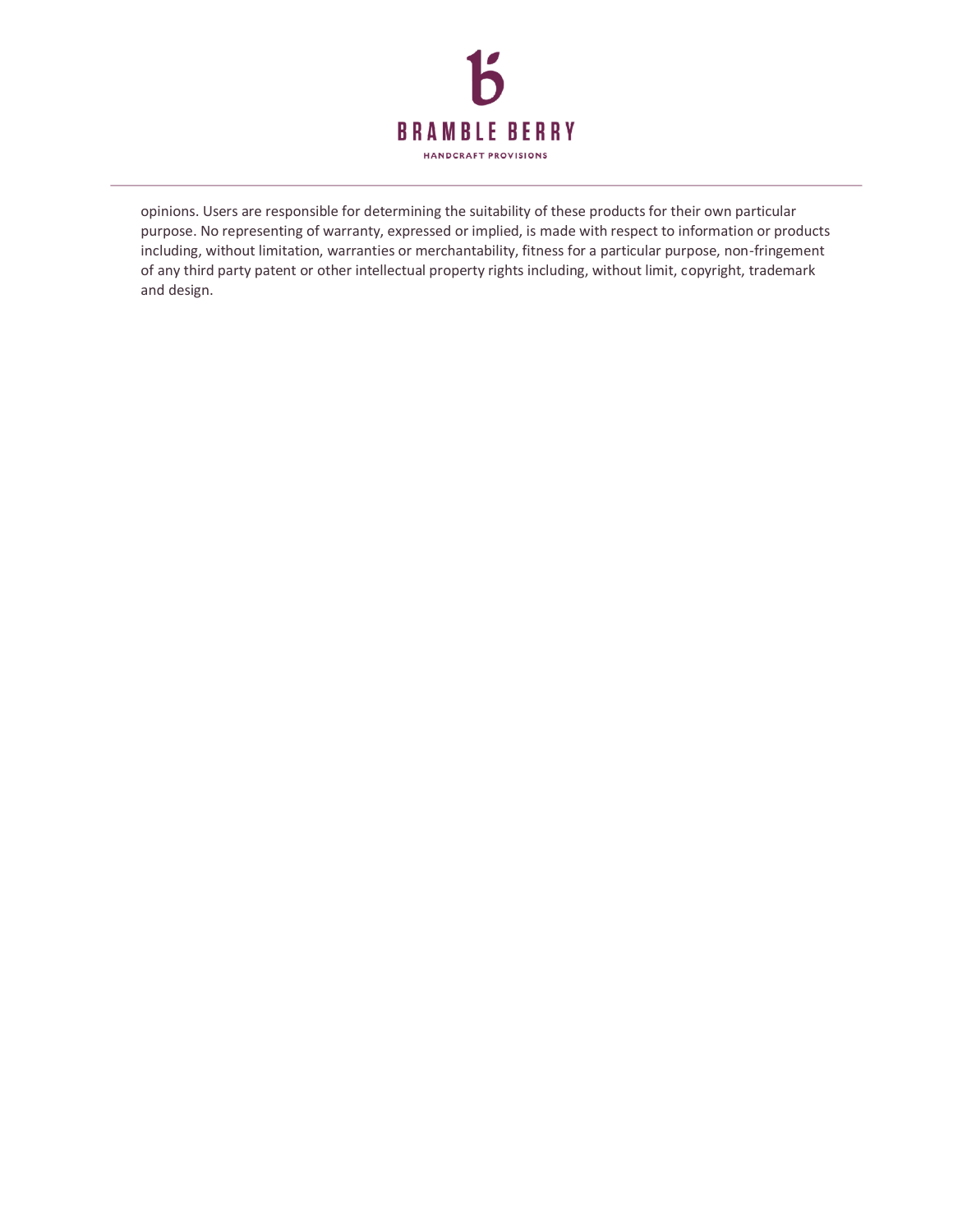opinions. Users are responsible for determining the suitability of these products for their own particular purpose. No representing of warranty, expressed or implied, is made with respect to information or products including, without limitation, warranties or merchantability, fitness for a particular purpose, non-fringement of any third party patent or other intellectual property rights including, without limit, copyright, trademark and design.